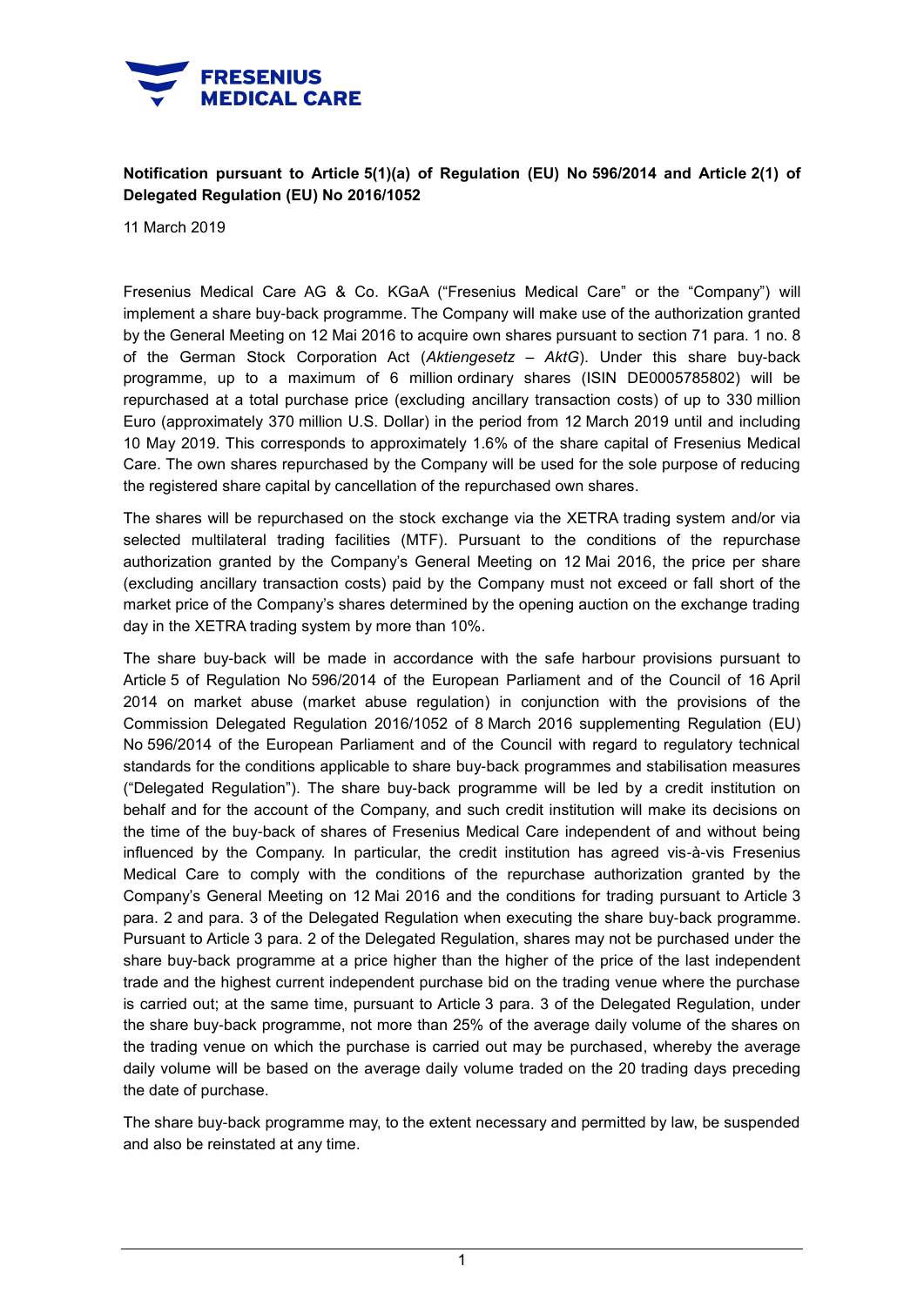**Notification pursuant to Article 5(1)(a) of Regulation (EU) No 596/2014 and Article 2(1) of Delegated Regulation (EU) No 2016/1052**

11 March 2019

Fresenius Medical Care AG & Co. KGaA ("Fresenius Medical Care" or the "Company") will implement a share buy-back programme. The Company will make use of the authorization granted by the General Meeting on 12 Mai 2016 to acquire own shares pursuant to section 71 para. 1 no. 8 of the German Stock Corporation Act (*Aktiengesetz – AktG*). Under this share buy-back programme, up to a maximum of 6 million ordinary shares (ISIN DE0005785802) will be repurchased at a total purchase price (excluding ancillary transaction costs) of up to 330 million Euro (approximately 370 million U.S. Dollar) in the period from 12 March 2019 until and including 10 May 2019. This corresponds to approximately 1.6% of the share capital of Fresenius Medical Care. The own shares repurchased by the Company will be used for the sole purpose of reducing the registered share capital by cancellation of the repurchased own shares.

The shares will be repurchased on the stock exchange via the XETRA trading system and/or via selected multilateral trading facilities (MTF). Pursuant to the conditions of the repurchase authorization granted by the Company's General Meeting on 12 Mai 2016, the price per share (excluding ancillary transaction costs) paid by the Company must not exceed or fall short of the market price of the Company's shares determined by the opening auction on the exchange trading day in the XETRA trading system by more than 10%.

The share buy-back will be made in accordance with the safe harbour provisions pursuant to Article 5 of Regulation No 596/2014 of the European Parliament and of the Council of 16 April 2014 on market abuse (market abuse regulation) in conjunction with the provisions of the Commission Delegated Regulation 2016/1052 of 8 March 2016 supplementing Regulation (EU) No 596/2014 of the European Parliament and of the Council with regard to regulatory technical standards for the conditions applicable to share buy-back programmes and stabilisation measures ("Delegated Regulation"). The share buy-back programme will be led by a credit institution on behalf and for the account of the Company, and such credit institution will make its decisions on the time of the buy-back of shares of Fresenius Medical Care independent of and without being influenced by the Company. In particular, the credit institution has agreed vis-à-vis Fresenius Medical Care to comply with the conditions of the repurchase authorization granted by the Company's General Meeting on 12 Mai 2016 and the conditions for trading pursuant to Article 3 para. 2 and para. 3 of the Delegated Regulation when executing the share buy-back programme. Pursuant to Article 3 para. 2 of the Delegated Regulation, shares may not be purchased under the share buy-back programme at a price higher than the higher of the price of the last independent trade and the highest current independent purchase bid on the trading venue where the purchase is carried out; at the same time, pursuant to Article 3 para. 3 of the Delegated Regulation, under the share buy-back programme, not more than 25% of the average daily volume of the shares on the trading venue on which the purchase is carried out may be purchased, whereby the average daily volume will be based on the average daily volume traded on the 20 trading days preceding the date of purchase.

The share buy-back programme may, to the extent necessary and permitted by law, be suspended and also be reinstated at any time.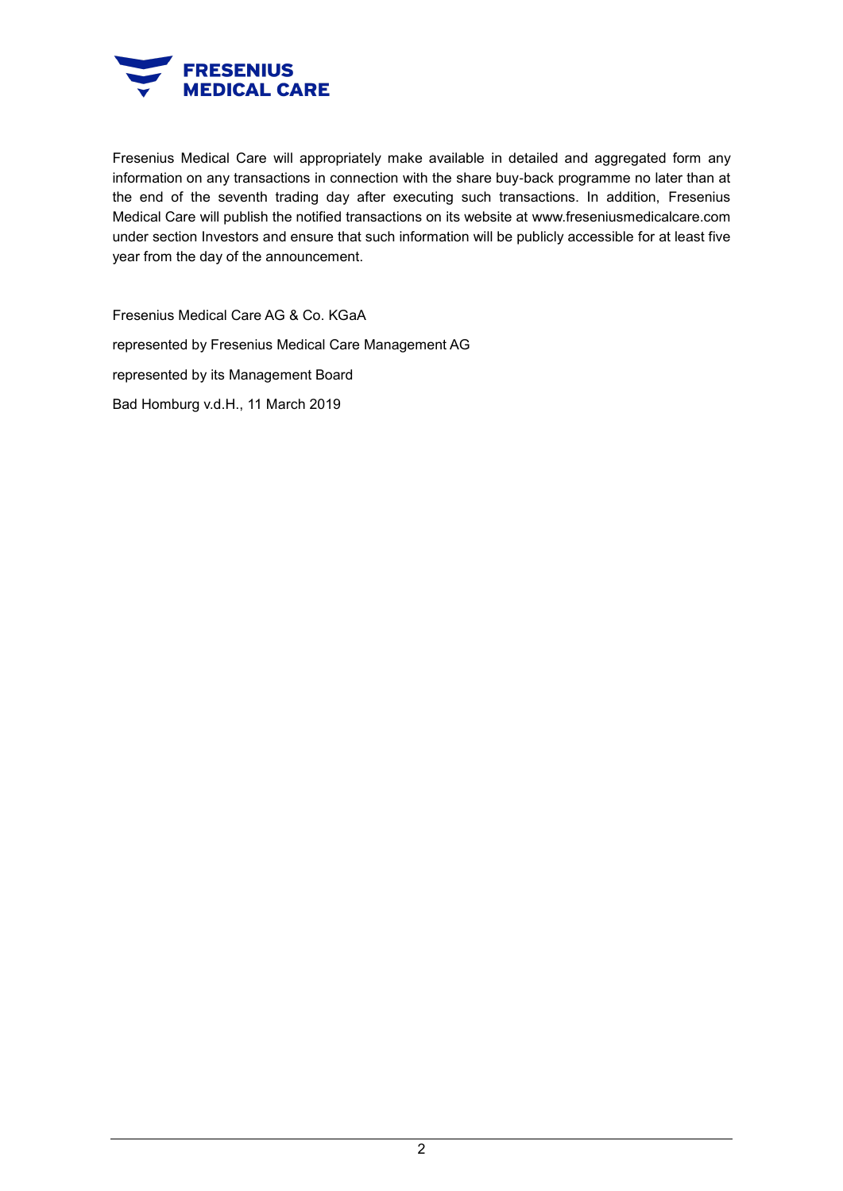Fresenius Medical Care will appropriately make available in detailed and aggregated form any information on any transactions in connection with the share buy-back programme no later than at the end of the seventh trading day after executing such transactions. In addition, Fresenius Medical Care will publish the notified transactions on its website at www.freseniusmedicalcare.com under section Investors and ensure that such information will be publicly accessible for at least five year from the day of the announcement.

Fresenius Medical Care AG & Co. KGaA

represented by Fresenius Medical Care Management AG

represented by its Management Board

Bad Homburg v.d.H., 11 March 2019